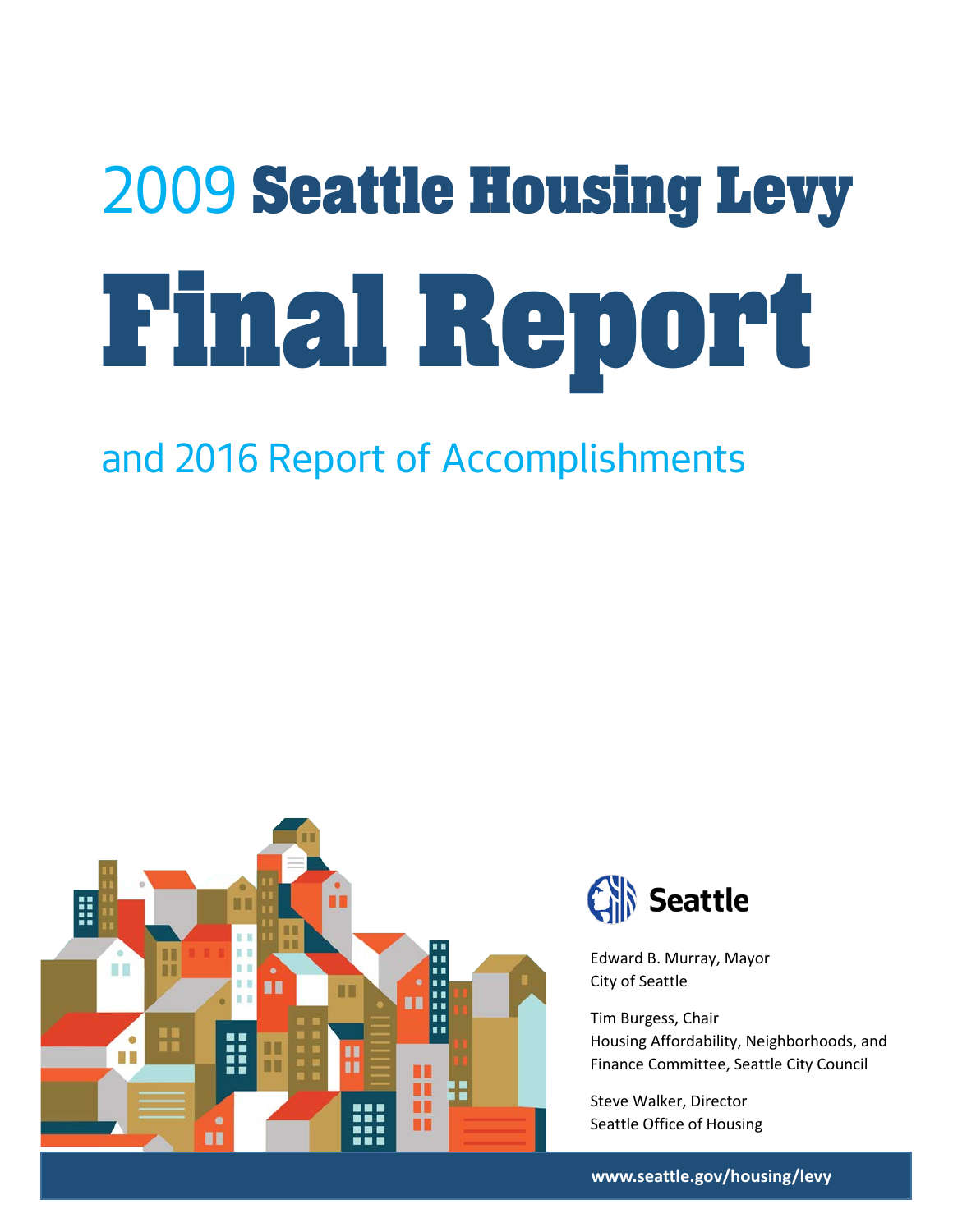# 2009 Seattle Housing Levy

# Final Report

## and 2016 Report of Accomplishments

Seattle

Edward B. Murray, Mayor
City of Seattle

Tim Burgess, Chair
Housing Affordability, Neighborhoods, and Finance Committee, Seattle City Council

Steve Walker, Director
Seattle Office of Housing

www.seattle.gov/housing/levy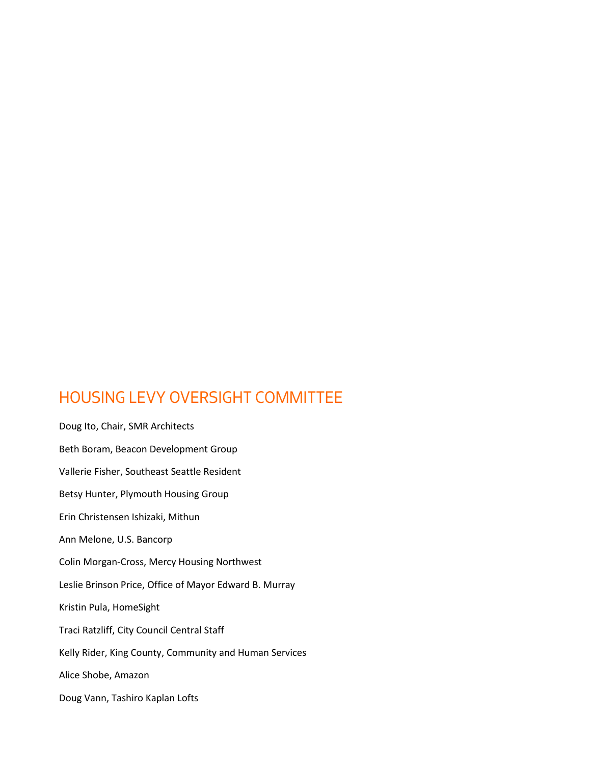## HOUSING LEVY OVERSIGHT COMMITTEE

Doug Ito, Chair, SMR Architects

Beth Boram, Beacon Development Group

Vallerie Fisher, Southeast Seattle Resident

Betsy Hunter, Plymouth Housing Group

Erin Christensen Ishizaki, Mithun

Ann Melone, U.S. Bancorp

Colin Morgan-Cross, Mercy Housing Northwest

Leslie Brinson Price, Office of Mayor Edward B. Murray

Kristin Pula, HomeSight

Traci Ratzliff, City Council Central Staff

Kelly Rider, King County, Community and Human Services

Alice Shobe, Amazon

Doug Vann, Tashiro Kaplan Lofts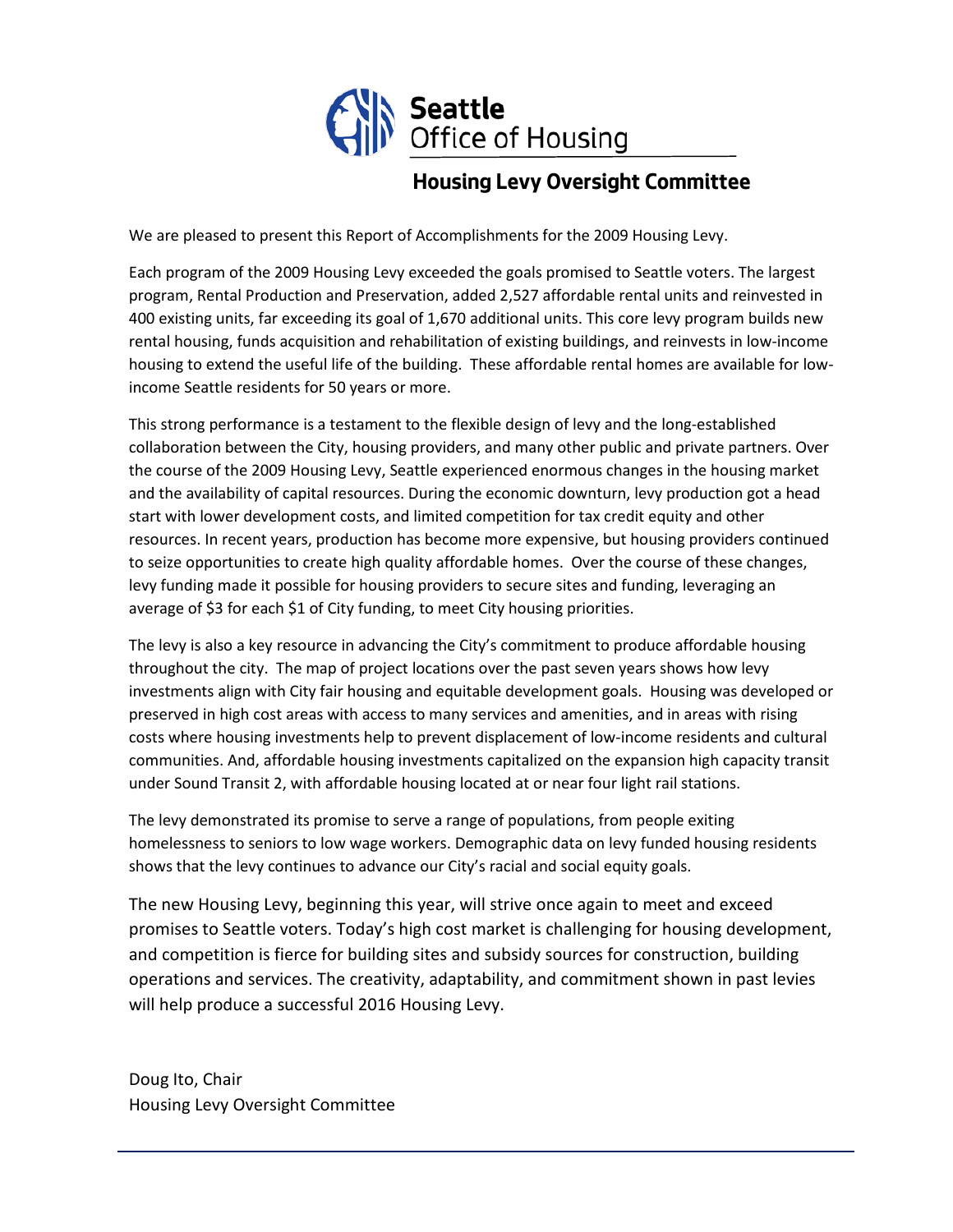Seattle
Office of Housing

## Housing Levy Oversight Committee

We are pleased to present this Report of Accomplishments for the 2009 Housing Levy.

Each program of the 2009 Housing Levy exceeded the goals promised to Seattle voters. The largest program, Rental Production and Preservation, added 2,527 affordable rental units and reinvested in 400 existing units, far exceeding its goal of 1,670 additional units. This core levy program builds new rental housing, funds acquisition and rehabilitation of existing buildings, and reinvests in low-income housing to extend the useful life of the building. These affordable rental homes are available for low-income Seattle residents for 50 years or more.

This strong performance is a testament to the flexible design of levy and the long-established collaboration between the City, housing providers, and many other public and private partners. Over the course of the 2009 Housing Levy, Seattle experienced enormous changes in the housing market and the availability of capital resources. During the economic downturn, levy production got a head start with lower development costs, and limited competition for tax credit equity and other resources. In recent years, production has become more expensive, but housing providers continued to seize opportunities to create high quality affordable homes. Over the course of these changes, levy funding made it possible for housing providers to secure sites and funding, leveraging an average of $3 for each $1 of City funding, to meet City housing priorities.

The levy is also a key resource in advancing the City's commitment to produce affordable housing throughout the city. The map of project locations over the past seven years shows how levy investments align with City fair housing and equitable development goals. Housing was developed or preserved in high cost areas with access to many services and amenities, and in areas with rising costs where housing investments help to prevent displacement of low-income residents and cultural communities. And, affordable housing investments capitalized on the expansion high capacity transit under Sound Transit 2, with affordable housing located at or near four light rail stations.

The levy demonstrated its promise to serve a range of populations, from people exiting homelessness to seniors to low wage workers. Demographic data on levy funded housing residents shows that the levy continues to advance our City's racial and social equity goals.

The new Housing Levy, beginning this year, will strive once again to meet and exceed promises to Seattle voters. Today's high cost market is challenging for housing development, and competition is fierce for building sites and subsidy sources for construction, building operations and services. The creativity, adaptability, and commitment shown in past levies will help produce a successful 2016 Housing Levy.

Doug Ito, Chair
Housing Levy Oversight Committee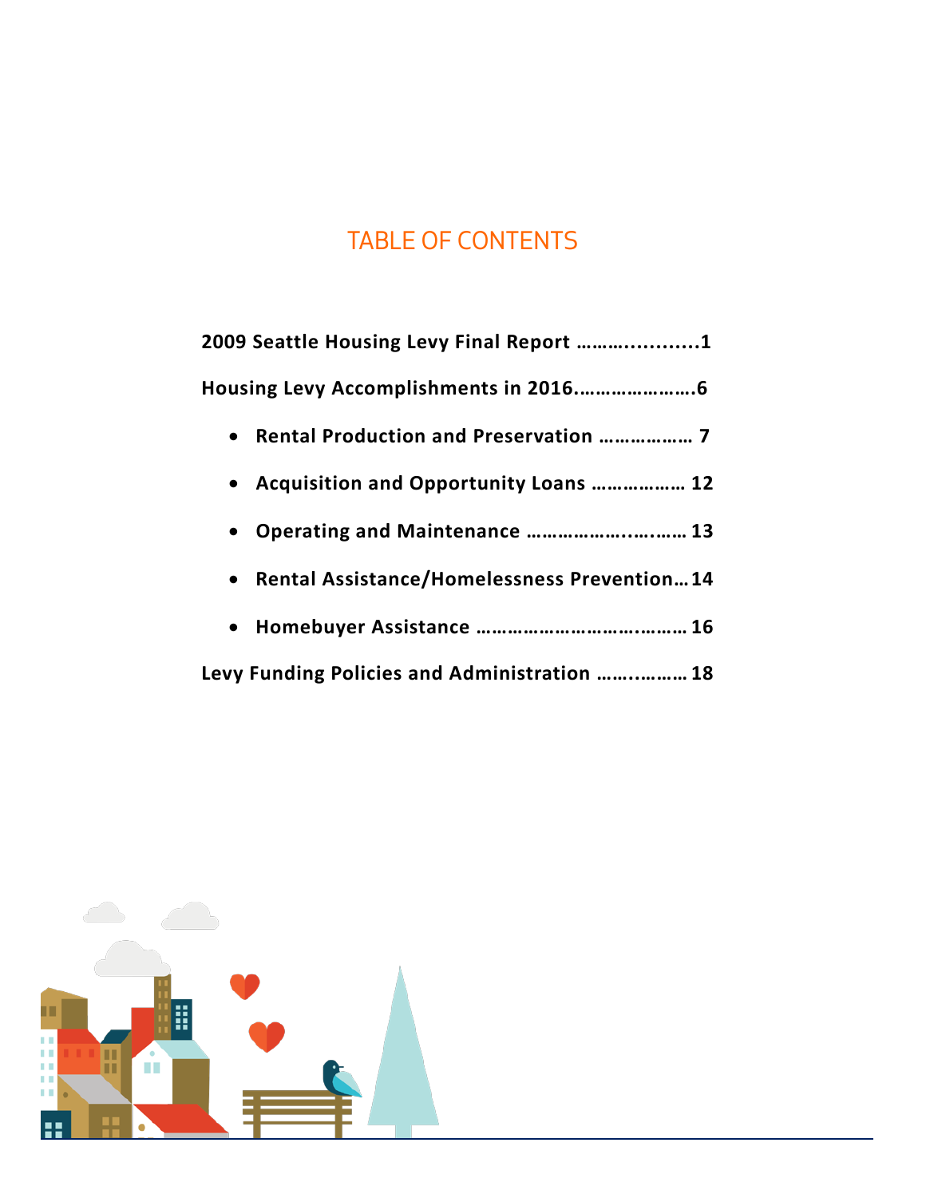# TABLE OF CONTENTS

**2009 Seattle Housing Levy Final Report ……….........1**

**Housing Levy Accomplishments in 2016.………………….6**

- **Rental Production and Preservation ……………… 7**
- **Acquisition and Opportunity Loans ……………… 12**
- **Operating and Maintenance ………………..….…… 13**
- **Rental Assistance/Homelessness Prevention… 14**
- **Homebuyer Assistance ……………………………..……… 16**

**Levy Funding Policies and Administration ……..……… 18**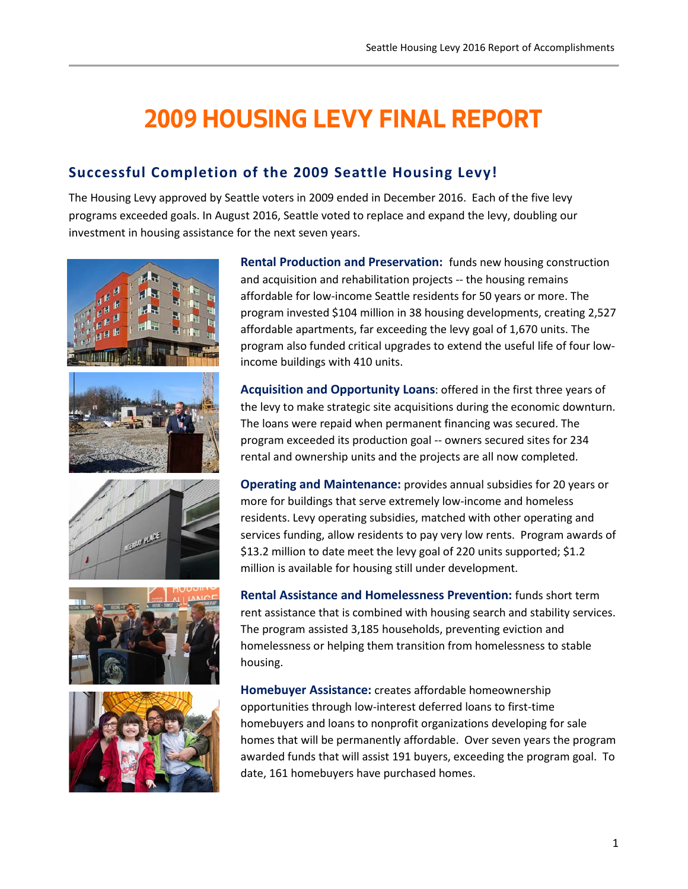# 2009 HOUSING LEVY FINAL REPORT

## Successful Completion of the 2009 Seattle Housing Levy!

The Housing Levy approved by Seattle voters in 2009 ended in December 2016. Each of the five levy programs exceeded goals. In August 2016, Seattle voted to replace and expand the levy, doubling our investment in housing assistance for the next seven years.

**Rental Production and Preservation:** funds new housing construction and acquisition and rehabilitation projects -- the housing remains affordable for low-income Seattle residents for 50 years or more. The program invested $104 million in 38 housing developments, creating 2,527 affordable apartments, far exceeding the levy goal of 1,670 units. The program also funded critical upgrades to extend the useful life of four low-income buildings with 410 units.

**Acquisition and Opportunity Loans**: offered in the first three years of the levy to make strategic site acquisitions during the economic downturn. The loans were repaid when permanent financing was secured. The program exceeded its production goal -- owners secured sites for 234 rental and ownership units and the projects are all now completed.

**Operating and Maintenance:** provides annual subsidies for 20 years or more for buildings that serve extremely low-income and homeless residents. Levy operating subsidies, matched with other operating and services funding, allow residents to pay very low rents. Program awards of $13.2 million to date meet the levy goal of 220 units supported; $1.2 million is available for housing still under development.

**Rental Assistance and Homelessness Prevention:** funds short term rent assistance that is combined with housing search and stability services. The program assisted 3,185 households, preventing eviction and homelessness or helping them transition from homelessness to stable housing.

**Homebuyer Assistance:** creates affordable homeownership opportunities through low-interest deferred loans to first-time homebuyers and loans to nonprofit organizations developing for sale homes that will be permanently affordable. Over seven years the program awarded funds that will assist 191 buyers, exceeding the program goal. To date, 161 homebuyers have purchased homes.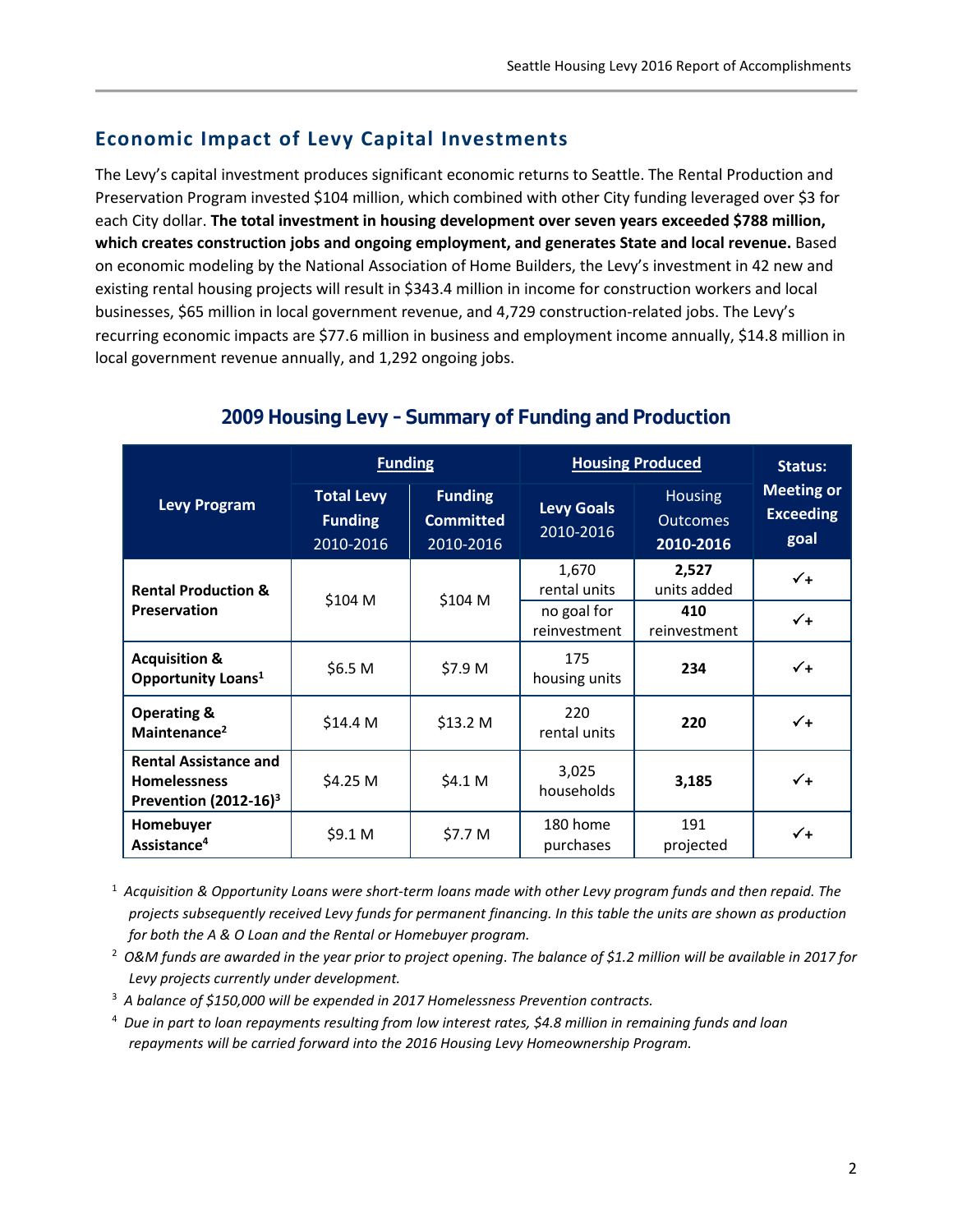## Economic Impact of Levy Capital Investments

The Levy's capital investment produces significant economic returns to Seattle. The Rental Production and Preservation Program invested $104 million, which combined with other City funding leveraged over $3 for each City dollar. **The total investment in housing development over seven years exceeded $788 million, which creates construction jobs and ongoing employment, and generates State and local revenue.** Based on economic modeling by the National Association of Home Builders, the Levy's investment in 42 new and existing rental housing projects will result in $343.4 million in income for construction workers and local businesses, $65 million in local government revenue, and 4,729 construction-related jobs. The Levy's recurring economic impacts are $77.6 million in business and employment income annually, $14.8 million in local government revenue annually, and 1,292 ongoing jobs.

### 2009 Housing Levy – Summary of Funding and Production

| Levy Program | Funding | | Housing Produced | | Status: Meeting or Exceeding goal |
|---|---|---|---|---|---|
| | Total Levy Funding 2010-2016 | Funding Committed 2010-2016 | Levy Goals 2010-2016 | Housing Outcomes 2010-2016 | |
| **Rental Production & Preservation** | $104 M | $104 M | 1,670 rental units | **2,527** units added | ✓+ |
| | | | no goal for reinvestment | **410** reinvestment | ✓+ |
| **Acquisition & Opportunity Loans**[1] | $6.5 M | $7.9 M | 175 housing units | **234** | ✓+ |
| **Operating & Maintenance**[2] | $14.4 M | $13.2 M | 220 rental units | **220** | ✓+ |
| **Rental Assistance and Homelessness Prevention (2012-16)**[3] | $4.25 M | $4.1 M | 3,025 households | **3,185** | ✓+ |
| **Homebuyer Assistance**[4] | $9.1 M | $7.7 M | 180 home purchases | 191 projected | ✓+ |

[1] *Acquisition & Opportunity Loans were short-term loans made with other Levy program funds and then repaid. The projects subsequently received Levy funds for permanent financing. In this table the units are shown as production for both the A & O Loan and the Rental or Homebuyer program.*

[2] *O&M funds are awarded in the year prior to project opening. The balance of $1.2 million will be available in 2017 for Levy projects currently under development.*

[3] *A balance of $150,000 will be expended in 2017 Homelessness Prevention contracts.*

[4] *Due in part to loan repayments resulting from low interest rates, $4.8 million in remaining funds and loan repayments will be carried forward into the 2016 Housing Levy Homeownership Program.*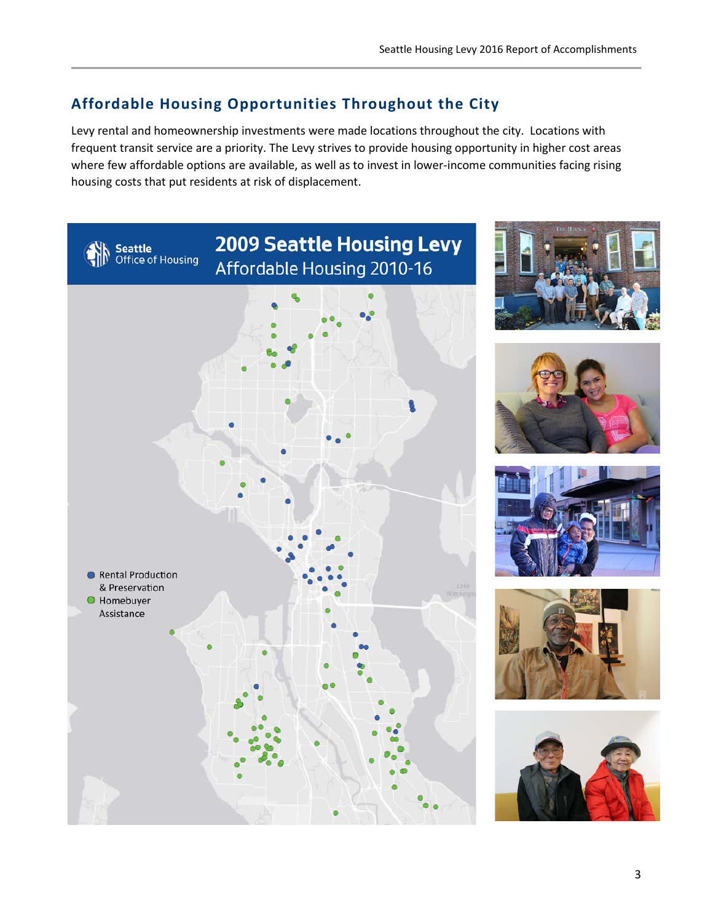## Affordable Housing Opportunities Throughout the City

Levy rental and homeownership investments were made locations throughout the city. Locations with frequent transit service are a priority. The Levy strives to provide housing opportunity in higher cost areas where few affordable options are available, as well as to invest in lower-income communities facing rising housing costs that put residents at risk of displacement.

Seattle Office of Housing

**2009 Seattle Housing Levy**
Affordable Housing 2010-16

- Rental Production & Preservation
- Homebuyer Assistance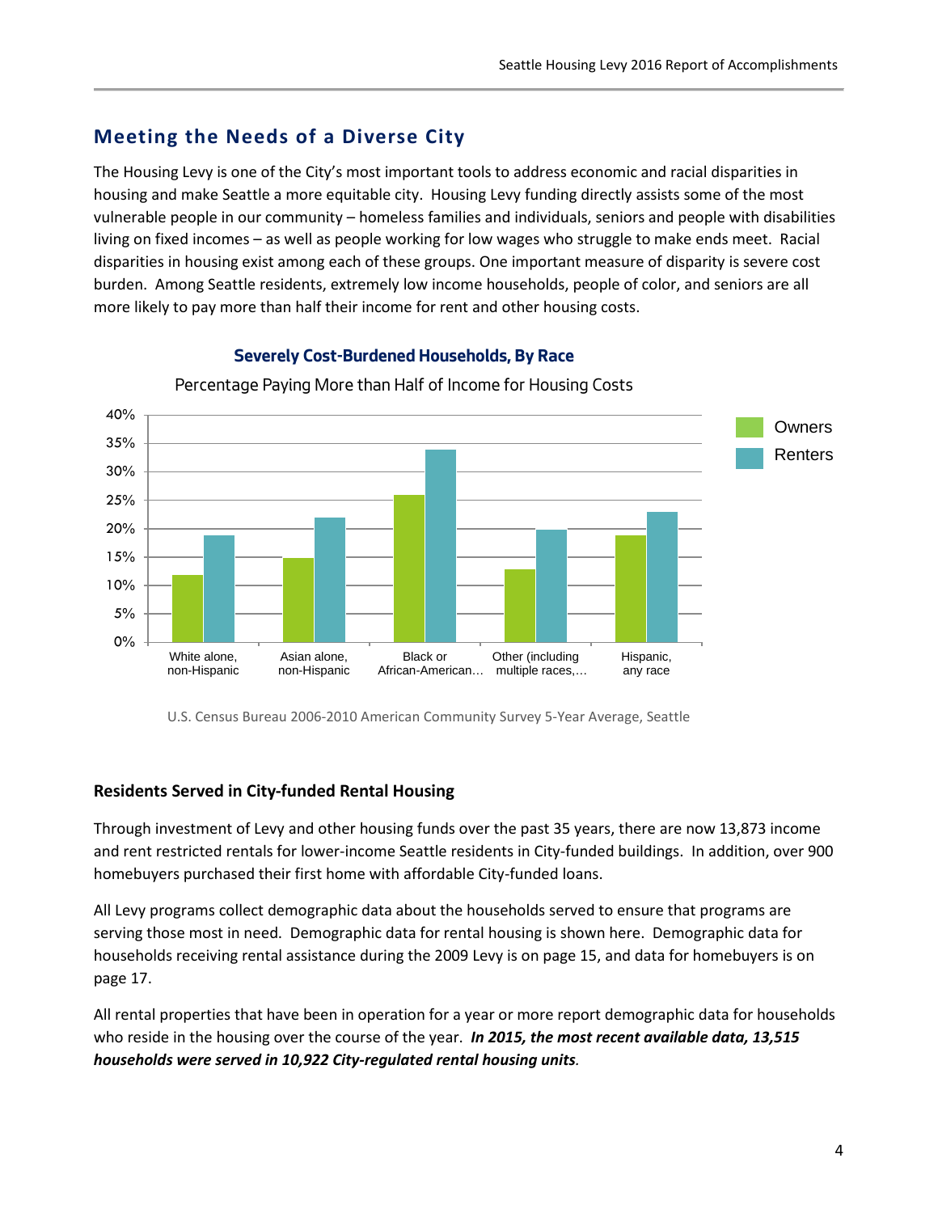## Meeting the Needs of a Diverse City

The Housing Levy is one of the City's most important tools to address economic and racial disparities in housing and make Seattle a more equitable city. Housing Levy funding directly assists some of the most vulnerable people in our community – homeless families and individuals, seniors and people with disabilities living on fixed incomes – as well as people working for low wages who struggle to make ends meet. Racial disparities in housing exist among each of these groups. One important measure of disparity is severe cost burden. Among Seattle residents, extremely low income households, people of color, and seniors are all more likely to pay more than half their income for rent and other housing costs.

**Severely Cost-Burdened Households, By Race**

Percentage Paying More than Half of Income for Housing Costs

| | Owners | Renters |
|---|---|---|
| White alone, non-Hispanic | 12% | 19% |
| Asian alone, non-Hispanic | 15% | 22% |
| Black or African-American… | 26% | 34% |
| Other (including multiple races,… | 13% | 20% |
| Hispanic, any race | 19% | 23% |

U.S. Census Bureau 2006-2010 American Community Survey 5-Year Average, Seattle

### Residents Served in City-funded Rental Housing

Through investment of Levy and other housing funds over the past 35 years, there are now 13,873 income and rent restricted rentals for lower-income Seattle residents in City-funded buildings. In addition, over 900 homebuyers purchased their first home with affordable City-funded loans.

All Levy programs collect demographic data about the households served to ensure that programs are serving those most in need. Demographic data for rental housing is shown here. Demographic data for households receiving rental assistance during the 2009 Levy is on page 15, and data for homebuyers is on page 17.

All rental properties that have been in operation for a year or more report demographic data for households who reside in the housing over the course of the year. ***In 2015, the most recent available data, 13,515 households were served in 10,922 City-regulated rental housing units***.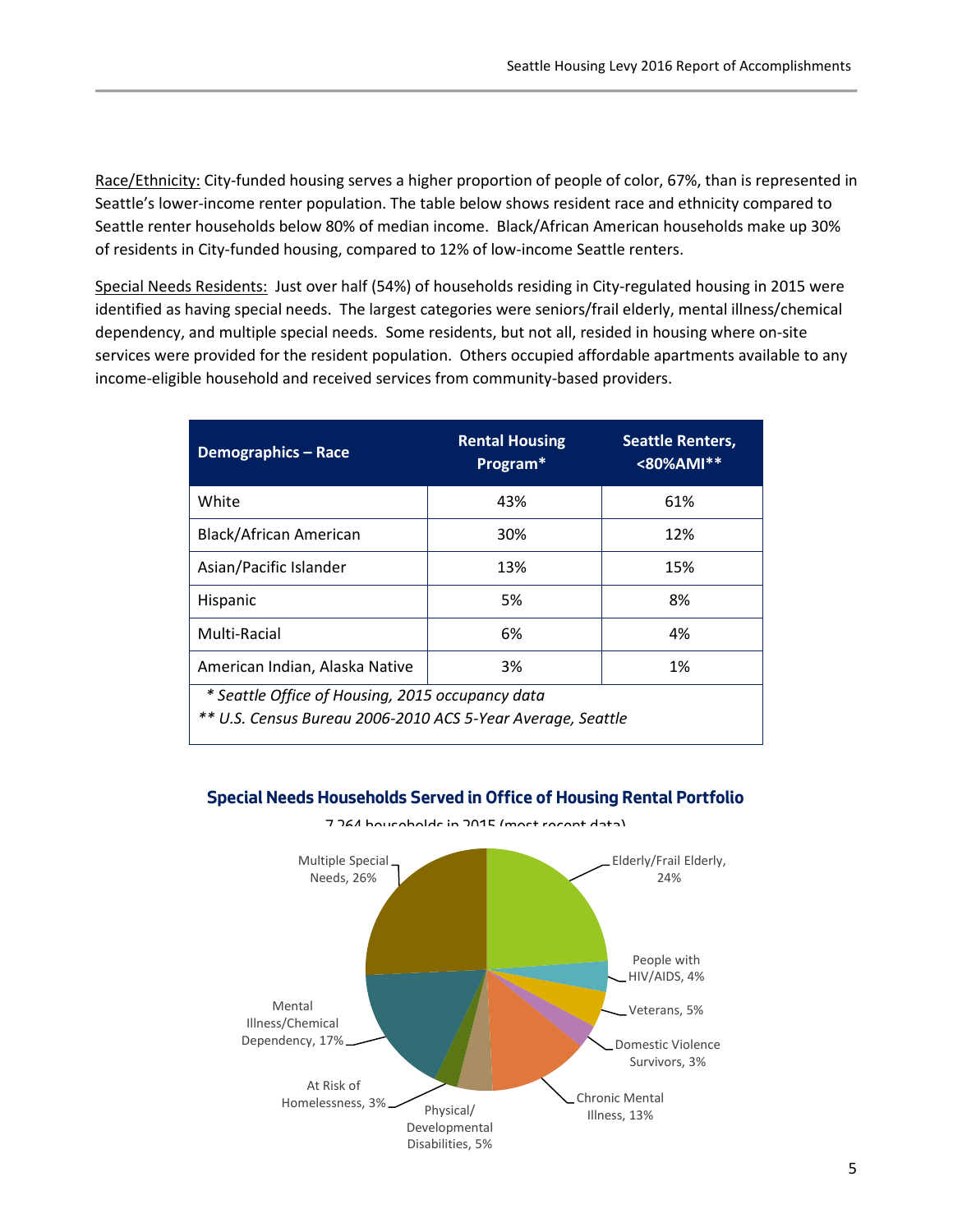Race/Ethnicity: City-funded housing serves a higher proportion of people of color, 67%, than is represented in Seattle's lower-income renter population. The table below shows resident race and ethnicity compared to Seattle renter households below 80% of median income. Black/African American households make up 30% of residents in City-funded housing, compared to 12% of low-income Seattle renters.

Special Needs Residents: Just over half (54%) of households residing in City-regulated housing in 2015 were identified as having special needs. The largest categories were seniors/frail elderly, mental illness/chemical dependency, and multiple special needs. Some residents, but not all, resided in housing where on-site services were provided for the resident population. Others occupied affordable apartments available to any income-eligible household and received services from community-based providers.

| Demographics – Race | Rental Housing Program* | Seattle Renters, <80%AMI** |
|---|---|---|
| White | 43% | 61% |
| Black/African American | 30% | 12% |
| Asian/Pacific Islander | 13% | 15% |
| Hispanic | 5% | 8% |
| Multi-Racial | 6% | 4% |
| American Indian, Alaska Native | 3% | 1% |

*\* Seattle Office of Housing, 2015 occupancy data*

*\*\* U.S. Census Bureau 2006-2010 ACS 5-Year Average, Seattle*

**Special Needs Households Served in Office of Housing Rental Portfolio**

7,264 households in 2015 (most recent data)

| Category | Percent |
|---|---|
| Elderly/Frail Elderly | 24% |
| People with HIV/AIDS | 4% |
| Veterans | 5% |
| Domestic Violence Survivors | 3% |
| Chronic Mental Illness | 13% |
| Physical/Developmental Disabilities | 5% |
| At Risk of Homelessness | 3% |
| Mental Illness/Chemical Dependency | 17% |
| Multiple Special Needs | 26% |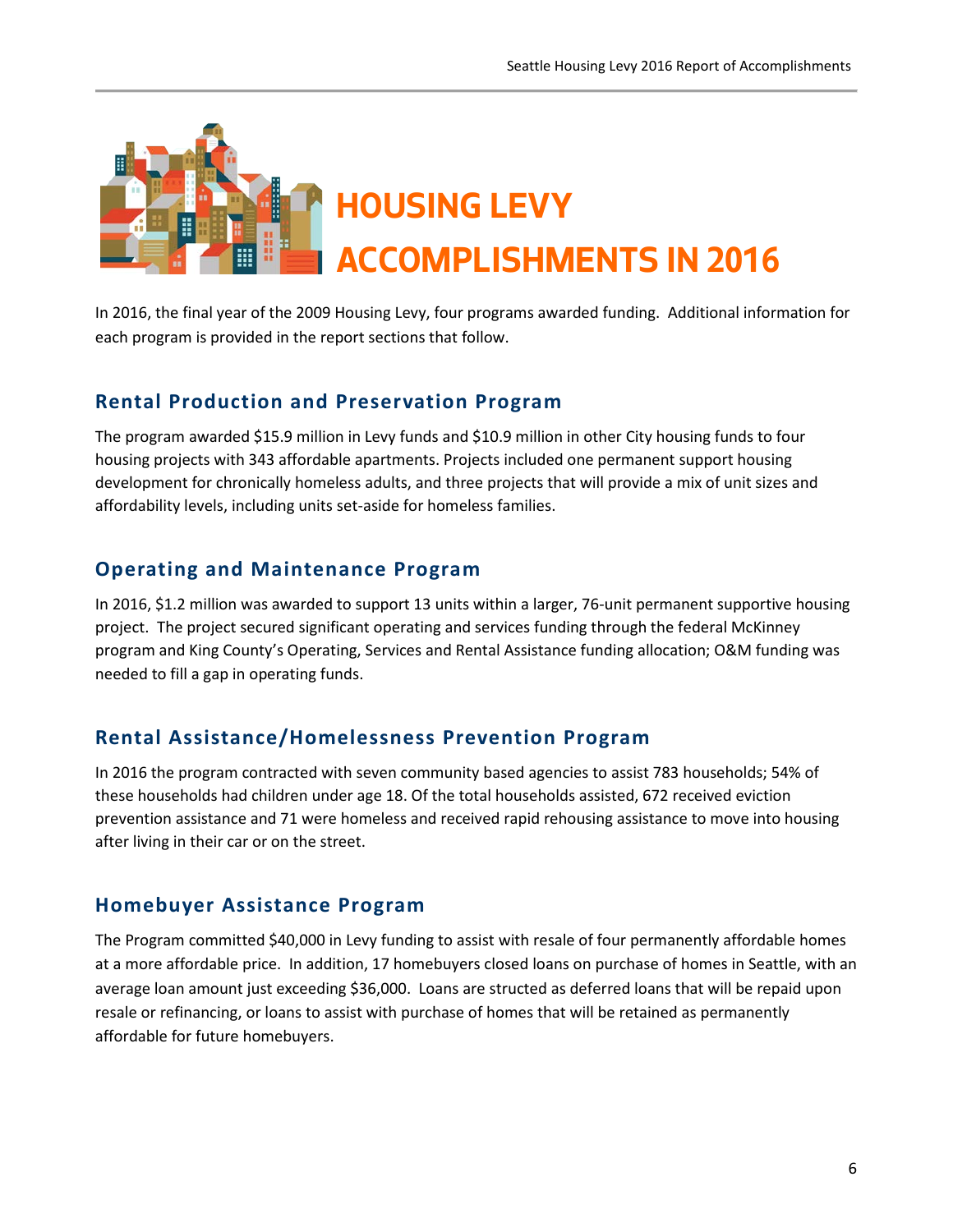# HOUSING LEVY ACCOMPLISHMENTS IN 2016

In 2016, the final year of the 2009 Housing Levy, four programs awarded funding. Additional information for each program is provided in the report sections that follow.

## Rental Production and Preservation Program

The program awarded $15.9 million in Levy funds and $10.9 million in other City housing funds to four housing projects with 343 affordable apartments. Projects included one permanent support housing development for chronically homeless adults, and three projects that will provide a mix of unit sizes and affordability levels, including units set-aside for homeless families.

## Operating and Maintenance Program

In 2016, $1.2 million was awarded to support 13 units within a larger, 76-unit permanent supportive housing project. The project secured significant operating and services funding through the federal McKinney program and King County's Operating, Services and Rental Assistance funding allocation; O&M funding was needed to fill a gap in operating funds.

## Rental Assistance/Homelessness Prevention Program

In 2016 the program contracted with seven community based agencies to assist 783 households; 54% of these households had children under age 18. Of the total households assisted, 672 received eviction prevention assistance and 71 were homeless and received rapid rehousing assistance to move into housing after living in their car or on the street.

## Homebuyer Assistance Program

The Program committed $40,000 in Levy funding to assist with resale of four permanently affordable homes at a more affordable price. In addition, 17 homebuyers closed loans on purchase of homes in Seattle, with an average loan amount just exceeding $36,000. Loans are structed as deferred loans that will be repaid upon resale or refinancing, or loans to assist with purchase of homes that will be retained as permanently affordable for future homebuyers.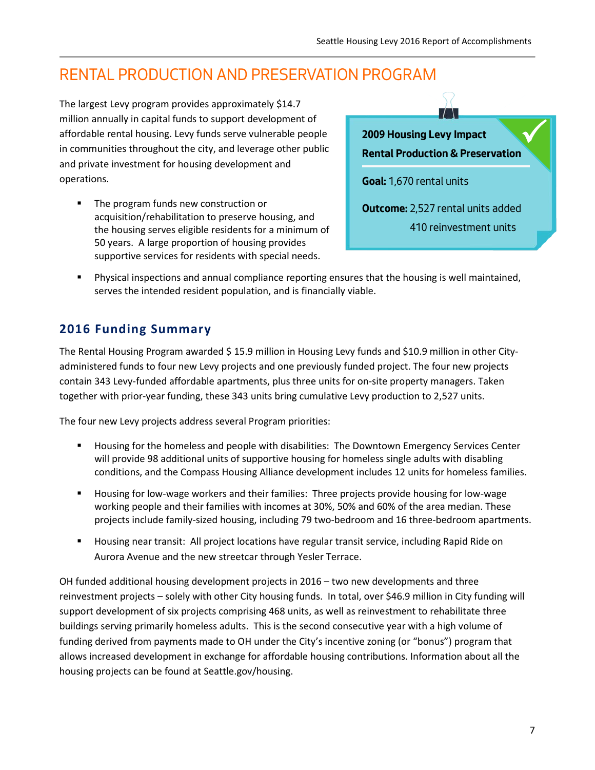# RENTAL PRODUCTION AND PRESERVATION PROGRAM

The largest Levy program provides approximately $14.7 million annually in capital funds to support development of affordable rental housing. Levy funds serve vulnerable people in communities throughout the city, and leverage other public and private investment for housing development and operations.

- The program funds new construction or acquisition/rehabilitation to preserve housing, and the housing serves eligible residents for a minimum of 50 years. A large proportion of housing provides supportive services for residents with special needs.
- Physical inspections and annual compliance reporting ensures that the housing is well maintained, serves the intended resident population, and is financially viable.

**2009 Housing Levy Impact**
**Rental Production & Preservation**

**Goal:** 1,670 rental units

**Outcome:** 2,527 rental units added
410 reinvestment units

## 2016 Funding Summary

The Rental Housing Program awarded $ 15.9 million in Housing Levy funds and $10.9 million in other City-administered funds to four new Levy projects and one previously funded project. The four new projects contain 343 Levy-funded affordable apartments, plus three units for on-site property managers. Taken together with prior-year funding, these 343 units bring cumulative Levy production to 2,527 units.

The four new Levy projects address several Program priorities:

- Housing for the homeless and people with disabilities: The Downtown Emergency Services Center will provide 98 additional units of supportive housing for homeless single adults with disabling conditions, and the Compass Housing Alliance development includes 12 units for homeless families.
- Housing for low-wage workers and their families: Three projects provide housing for low-wage working people and their families with incomes at 30%, 50% and 60% of the area median. These projects include family-sized housing, including 79 two-bedroom and 16 three-bedroom apartments.
- Housing near transit: All project locations have regular transit service, including Rapid Ride on Aurora Avenue and the new streetcar through Yesler Terrace.

OH funded additional housing development projects in 2016 – two new developments and three reinvestment projects – solely with other City housing funds. In total, over $46.9 million in City funding will support development of six projects comprising 468 units, as well as reinvestment to rehabilitate three buildings serving primarily homeless adults. This is the second consecutive year with a high volume of funding derived from payments made to OH under the City's incentive zoning (or "bonus") program that allows increased development in exchange for affordable housing contributions. Information about all the housing projects can be found at Seattle.gov/housing.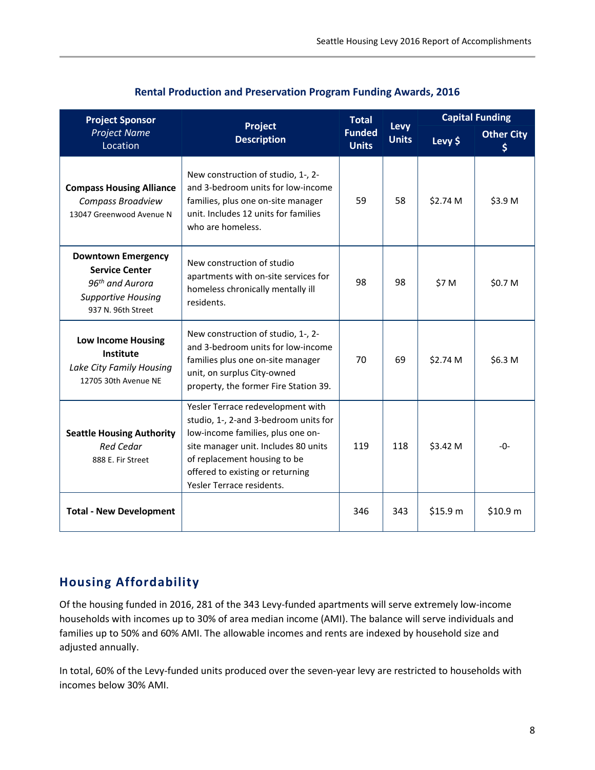**Rental Production and Preservation Program Funding Awards, 2016**

| **Project Sponsor** *Project Name* Location | **Project Description** | **Total Funded Units** | **Levy Units** | **Capital Funding** | |
|---|---|---|---|---|---|
| | | | | **Levy $** | **Other City $** |
| **Compass Housing Alliance** *Compass Broadview* 13047 Greenwood Avenue N | New construction of studio, 1-, 2- and 3-bedroom units for low-income families, plus one on-site manager unit. Includes 12 units for families who are homeless. | 59 | 58 | $2.74 M | $3.9 M |
| **Downtown Emergency Service Center** *96th and Aurora Supportive Housing* 937 N. 96th Street | New construction of studio apartments with on-site services for homeless chronically mentally ill residents. | 98 | 98 | $7 M | $0.7 M |
| **Low Income Housing Institute** *Lake City Family Housing* 12705 30th Avenue NE | New construction of studio, 1-, 2- and 3-bedroom units for low-income families plus one on-site manager unit, on surplus City-owned property, the former Fire Station 39. | 70 | 69 | $2.74 M | $6.3 M |
| **Seattle Housing Authority** *Red Cedar* 888 E. Fir Street | Yesler Terrace redevelopment with studio, 1-, 2-and 3-bedroom units for low-income families, plus one on-site manager unit. Includes 80 units of replacement housing to be offered to existing or returning Yesler Terrace residents. | 119 | 118 | $3.42 M | -0- |
| **Total - New Development** | | 346 | 343 | $15.9 m | $10.9 m |

## Housing Affordability

Of the housing funded in 2016, 281 of the 343 Levy-funded apartments will serve extremely low-income households with incomes up to 30% of area median income (AMI). The balance will serve individuals and families up to 50% and 60% AMI. The allowable incomes and rents are indexed by household size and adjusted annually.

In total, 60% of the Levy-funded units produced over the seven-year levy are restricted to households with incomes below 30% AMI.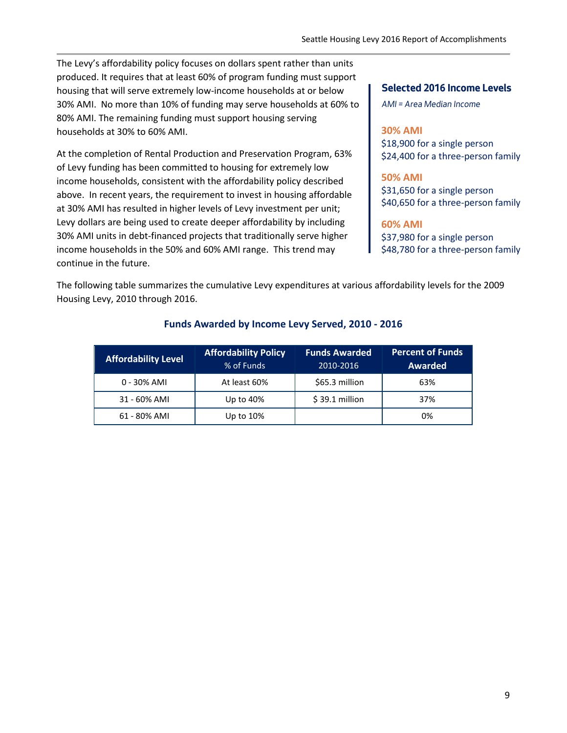The Levy's affordability policy focuses on dollars spent rather than units produced. It requires that at least 60% of program funding must support housing that will serve extremely low-income households at or below 30% AMI. No more than 10% of funding may serve households at 60% to 80% AMI. The remaining funding must support housing serving households at 30% to 60% AMI.

At the completion of Rental Production and Preservation Program, 63% of Levy funding has been committed to housing for extremely low income households, consistent with the affordability policy described above. In recent years, the requirement to invest in housing affordable at 30% AMI has resulted in higher levels of Levy investment per unit; Levy dollars are being used to create deeper affordability by including 30% AMI units in debt-financed projects that traditionally serve higher income households in the 50% and 60% AMI range. This trend may continue in the future.

### Selected 2016 Income Levels

*AMI = Area Median Income*

**30% AMI**
$18,900 for a single person
$24,400 for a three-person family

**50% AMI**
$31,650 for a single person
$40,650 for a three-person family

**60% AMI**
$37,980 for a single person
$48,780 for a three-person family

The following table summarizes the cumulative Levy expenditures at various affordability levels for the 2009 Housing Levy, 2010 through 2016.

### Funds Awarded by Income Levy Served, 2010 - 2016

| Affordability Level | Affordability Policy % of Funds | Funds Awarded 2010-2016 | Percent of Funds Awarded |
|---|---|---|---|
| 0 - 30% AMI | At least 60% | $65.3 million | 63% |
| 31 - 60% AMI | Up to 40% | $ 39.1 million | 37% |
| 61 - 80% AMI | Up to 10% | | 0% |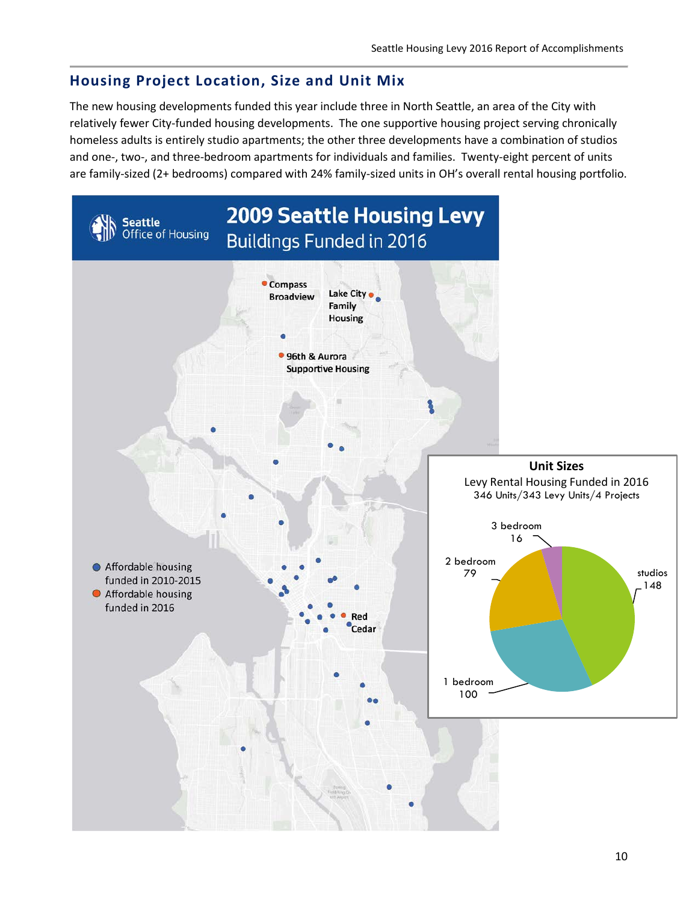## Housing Project Location, Size and Unit Mix

The new housing developments funded this year include three in North Seattle, an area of the City with relatively fewer City-funded housing developments. The one supportive housing project serving chronically homeless adults is entirely studio apartments; the other three developments have a combination of studios and one-, two-, and three-bedroom apartments for individuals and families. Twenty-eight percent of units are family-sized (2+ bedrooms) compared with 24% family-sized units in OH's overall rental housing portfolio.

**2009 Seattle Housing Levy**
Buildings Funded in 2016

Seattle Office of Housing

- Compass Broadview
- Lake City Family Housing
- 96th & Aurora Supportive Housing
- Red Cedar

Legend:
- Affordable housing funded in 2010-2015
- Affordable housing funded in 2016

**Unit Sizes**
Levy Rental Housing Funded in 2016
346 Units/343 Levy Units/4 Projects

| Unit Size | Units |
|---|---|
| studios | 148 |
| 1 bedroom | 100 |
| 2 bedroom | 79 |
| 3 bedroom | 16 |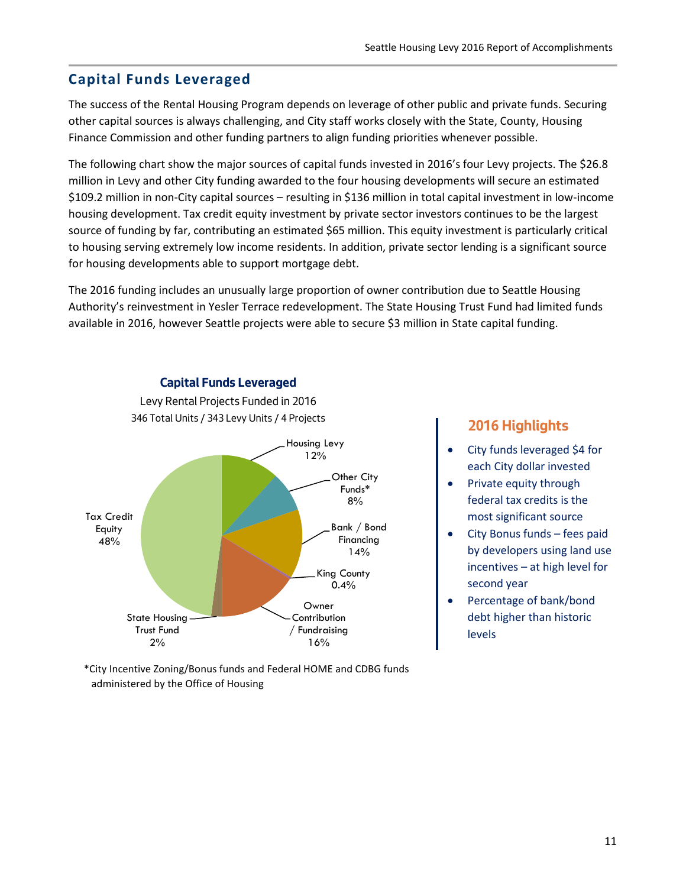## Capital Funds Leveraged

The success of the Rental Housing Program depends on leverage of other public and private funds. Securing other capital sources is always challenging, and City staff works closely with the State, County, Housing Finance Commission and other funding partners to align funding priorities whenever possible.

The following chart show the major sources of capital funds invested in 2016's four Levy projects. The $26.8 million in Levy and other City funding awarded to the four housing developments will secure an estimated $109.2 million in non-City capital sources – resulting in $136 million in total capital investment in low-income housing development. Tax credit equity investment by private sector investors continues to be the largest source of funding by far, contributing an estimated $65 million. This equity investment is particularly critical to housing serving extremely low income residents. In addition, private sector lending is a significant source for housing developments able to support mortgage debt.

The 2016 funding includes an unusually large proportion of owner contribution due to Seattle Housing Authority's reinvestment in Yesler Terrace redevelopment. The State Housing Trust Fund had limited funds available in 2016, however Seattle projects were able to secure $3 million in State capital funding.

**Capital Funds Leveraged**

Levy Rental Projects Funded in 2016

346 Total Units / 343 Levy Units / 4 Projects

| Source | Percentage |
|---|---|
| Housing Levy | 12% |
| Other City Funds* | 8% |
| Bank / Bond Financing | 14% |
| King County | 0.4% |
| Owner Contribution / Fundraising | 16% |
| State Housing Trust Fund | 2% |
| Tax Credit Equity | 48% |

*City Incentive Zoning/Bonus funds and Federal HOME and CDBG funds administered by the Office of Housing

### 2016 Highlights

- City funds leveraged $4 for each City dollar invested
- Private equity through federal tax credits is the most significant source
- City Bonus funds – fees paid by developers using land use incentives – at high level for second year
- Percentage of bank/bond debt higher than historic levels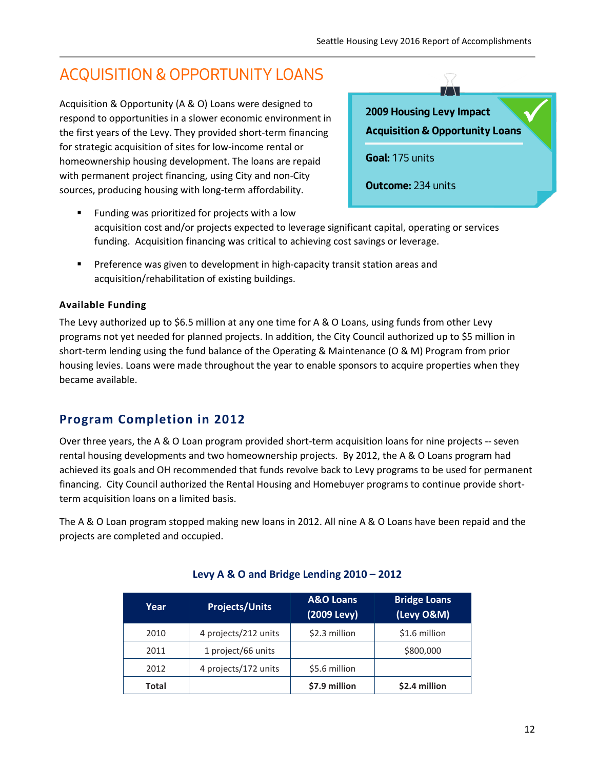# ACQUISITION & OPPORTUNITY LOANS

Acquisition & Opportunity (A & O) Loans were designed to respond to opportunities in a slower economic environment in the first years of the Levy. They provided short-term financing for strategic acquisition of sites for low-income rental or homeownership housing development. The loans are repaid with permanent project financing, using City and non-City sources, producing housing with long-term affordability.

**2009 Housing Levy Impact**
**Acquisition & Opportunity Loans**

**Goal:** 175 units

**Outcome:** 234 units

- Funding was prioritized for projects with a low acquisition cost and/or projects expected to leverage significant capital, operating or services funding. Acquisition financing was critical to achieving cost savings or leverage.
- Preference was given to development in high-capacity transit station areas and acquisition/rehabilitation of existing buildings.

**Available Funding**

The Levy authorized up to $6.5 million at any one time for A & O Loans, using funds from other Levy programs not yet needed for planned projects. In addition, the City Council authorized up to $5 million in short-term lending using the fund balance of the Operating & Maintenance (O & M) Program from prior housing levies. Loans were made throughout the year to enable sponsors to acquire properties when they became available.

## Program Completion in 2012

Over three years, the A & O Loan program provided short-term acquisition loans for nine projects -- seven rental housing developments and two homeownership projects. By 2012, the A & O Loans program had achieved its goals and OH recommended that funds revolve back to Levy programs to be used for permanent financing. City Council authorized the Rental Housing and Homebuyer programs to continue provide short-term acquisition loans on a limited basis.

The A & O Loan program stopped making new loans in 2012. All nine A & O Loans have been repaid and the projects are completed and occupied.

**Levy A & O and Bridge Lending 2010 – 2012**

| Year | Projects/Units | A&O Loans (2009 Levy) | Bridge Loans (Levy O&M) |
|---|---|---|---|
| 2010 | 4 projects/212 units | $2.3 million | $1.6 million |
| 2011 | 1 project/66 units | | $800,000 |
| 2012 | 4 projects/172 units | $5.6 million | |
| **Total** | | **$7.9 million** | **$2.4 million** |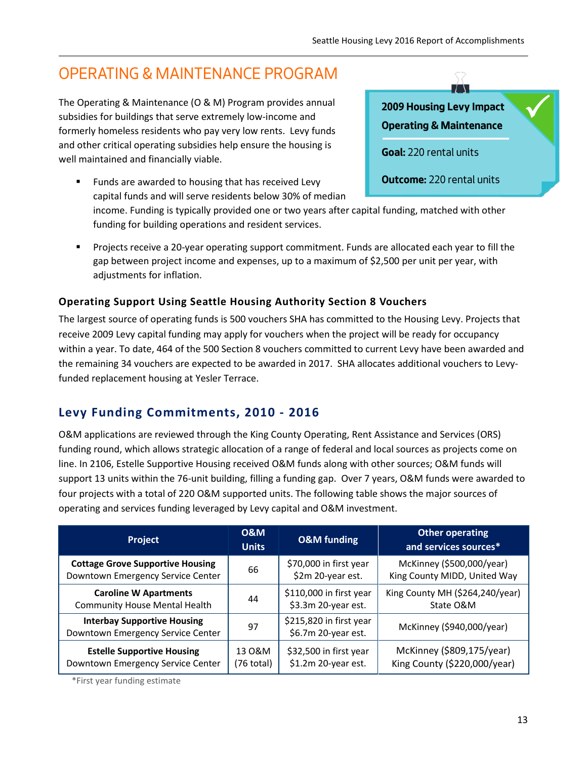# OPERATING & MAINTENANCE PROGRAM

The Operating & Maintenance (O & M) Program provides annual subsidies for buildings that serve extremely low-income and formerly homeless residents who pay very low rents. Levy funds and other critical operating subsidies help ensure the housing is well maintained and financially viable.

**2009 Housing Levy Impact Operating & Maintenance**

**Goal:** 220 rental units

**Outcome:** 220 rental units

- Funds are awarded to housing that has received Levy capital funds and will serve residents below 30% of median income. Funding is typically provided one or two years after capital funding, matched with other funding for building operations and resident services.
- Projects receive a 20-year operating support commitment. Funds are allocated each year to fill the gap between project income and expenses, up to a maximum of $2,500 per unit per year, with adjustments for inflation.

### Operating Support Using Seattle Housing Authority Section 8 Vouchers

The largest source of operating funds is 500 vouchers SHA has committed to the Housing Levy. Projects that receive 2009 Levy capital funding may apply for vouchers when the project will be ready for occupancy within a year. To date, 464 of the 500 Section 8 vouchers committed to current Levy have been awarded and the remaining 34 vouchers are expected to be awarded in 2017. SHA allocates additional vouchers to Levy-funded replacement housing at Yesler Terrace.

## Levy Funding Commitments, 2010 - 2016

O&M applications are reviewed through the King County Operating, Rent Assistance and Services (ORS) funding round, which allows strategic allocation of a range of federal and local sources as projects come on line. In 2106, Estelle Supportive Housing received O&M funds along with other sources; O&M funds will support 13 units within the 76-unit building, filling a funding gap. Over 7 years, O&M funds were awarded to four projects with a total of 220 O&M supported units. The following table shows the major sources of operating and services funding leveraged by Levy capital and O&M investment.

| Project | O&M Units | O&M funding | Other operating and services sources* |
|---|---|---|---|
| **Cottage Grove Supportive Housing** Downtown Emergency Service Center | 66 | $70,000 in first year $2m 20-year est. | McKinney ($500,000/year) King County MIDD, United Way |
| **Caroline W Apartments** Community House Mental Health | 44 | $110,000 in first year $3.3m 20-year est. | King County MH ($264,240/year) State O&M |
| **Interbay Supportive Housing** Downtown Emergency Service Center | 97 | $215,820 in first year $6.7m 20-year est. | McKinney ($940,000/year) |
| **Estelle Supportive Housing** Downtown Emergency Service Center | 13 O&M (76 total) | $32,500 in first year $1.2m 20-year est. | McKinney ($809,175/year) King County ($220,000/year) |

*First year funding estimate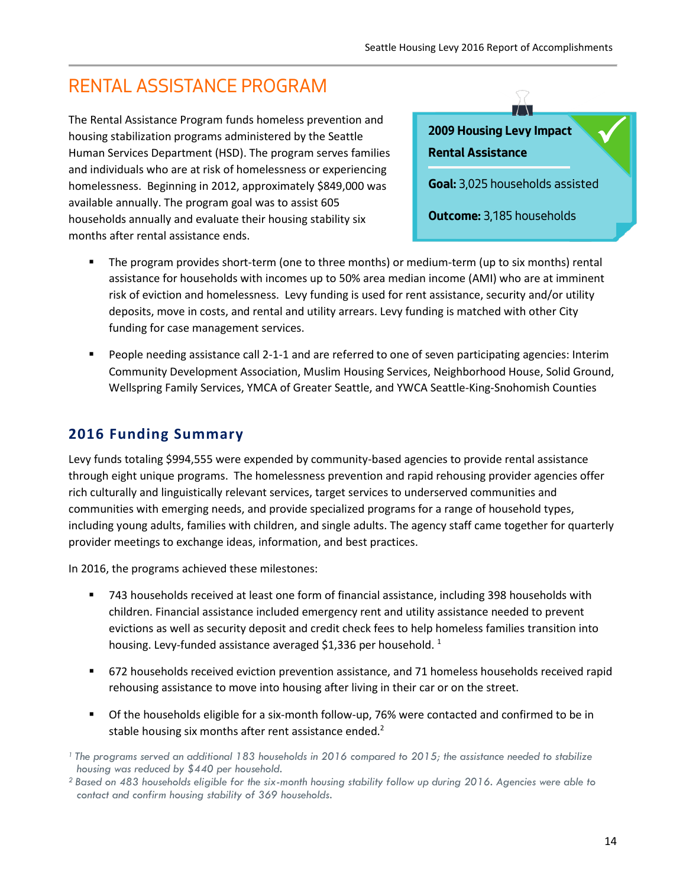# RENTAL ASSISTANCE PROGRAM

The Rental Assistance Program funds homeless prevention and housing stabilization programs administered by the Seattle Human Services Department (HSD). The program serves families and individuals who are at risk of homelessness or experiencing homelessness. Beginning in 2012, approximately $849,000 was available annually. The program goal was to assist 605 households annually and evaluate their housing stability six months after rental assistance ends.

**2009 Housing Levy Impact**
**Rental Assistance**

**Goal:** 3,025 households assisted

**Outcome:** 3,185 households

- The program provides short-term (one to three months) or medium-term (up to six months) rental assistance for households with incomes up to 50% area median income (AMI) who are at imminent risk of eviction and homelessness. Levy funding is used for rent assistance, security and/or utility deposits, move in costs, and rental and utility arrears. Levy funding is matched with other City funding for case management services.
- People needing assistance call 2-1-1 and are referred to one of seven participating agencies: Interim Community Development Association, Muslim Housing Services, Neighborhood House, Solid Ground, Wellspring Family Services, YMCA of Greater Seattle, and YWCA Seattle-King-Snohomish Counties

## 2016 Funding Summary

Levy funds totaling $994,555 were expended by community-based agencies to provide rental assistance through eight unique programs. The homelessness prevention and rapid rehousing provider agencies offer rich culturally and linguistically relevant services, target services to underserved communities and communities with emerging needs, and provide specialized programs for a range of household types, including young adults, families with children, and single adults. The agency staff came together for quarterly provider meetings to exchange ideas, information, and best practices.

In 2016, the programs achieved these milestones:

- 743 households received at least one form of financial assistance, including 398 households with children. Financial assistance included emergency rent and utility assistance needed to prevent evictions as well as security deposit and credit check fees to help homeless families transition into housing. Levy-funded assistance averaged $1,336 per household. [1]
- 672 households received eviction prevention assistance, and 71 homeless households received rapid rehousing assistance to move into housing after living in their car or on the street.
- Of the households eligible for a six-month follow-up, 76% were contacted and confirmed to be in stable housing six months after rent assistance ended.[2]

*[1] The programs served an additional 183 households in 2016 compared to 2015; the assistance needed to stabilize housing was reduced by $440 per household.*

*[2] Based on 483 households eligible for the six-month housing stability follow up during 2016. Agencies were able to contact and confirm housing stability of 369 households.*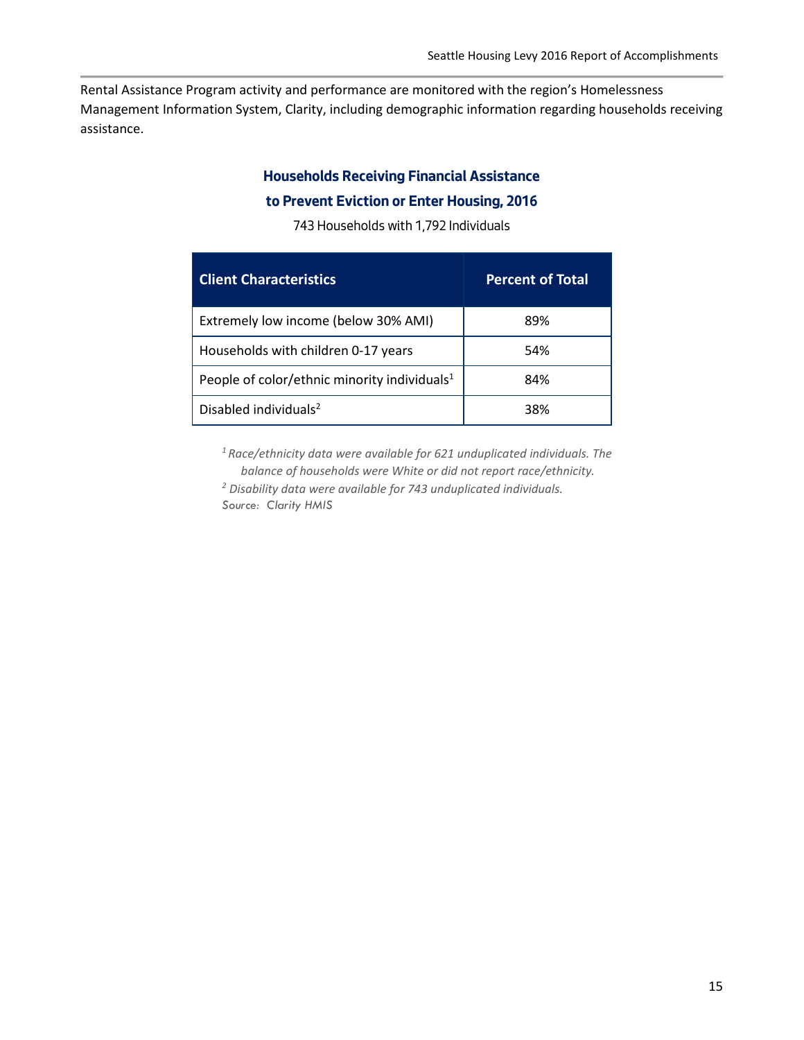Rental Assistance Program activity and performance are monitored with the region's Homelessness Management Information System, Clarity, including demographic information regarding households receiving assistance.

### Households Receiving Financial Assistance to Prevent Eviction or Enter Housing, 2016

743 Households with 1,792 Individuals

| Client Characteristics | Percent of Total |
|---|---|
| Extremely low income (below 30% AMI) | 89% |
| Households with children 0-17 years | 54% |
| People of color/ethnic minority individuals[1] | 84% |
| Disabled individuals[2] | 38% |

*[1] Race/ethnicity data were available for 621 unduplicated individuals. The balance of households were White or did not report race/ethnicity.*

*[2] Disability data were available for 743 unduplicated individuals.*

*Source: Clarity HMIS*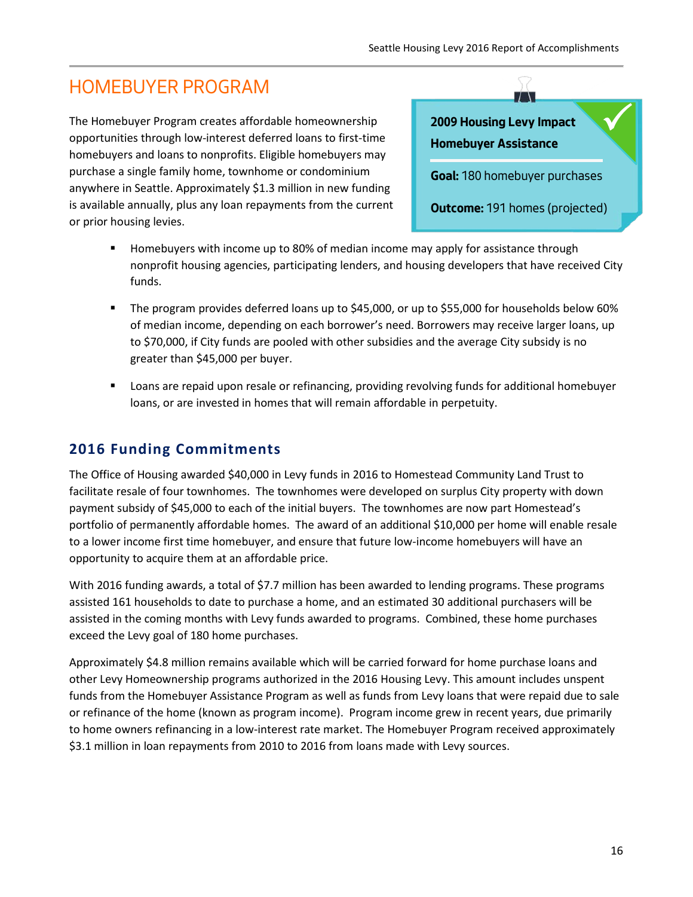# HOMEBUYER PROGRAM

The Homebuyer Program creates affordable homeownership opportunities through low-interest deferred loans to first-time homebuyers and loans to nonprofits. Eligible homebuyers may purchase a single family home, townhome or condominium anywhere in Seattle. Approximately $1.3 million in new funding is available annually, plus any loan repayments from the current or prior housing levies.

**2009 Housing Levy Impact**
**Homebuyer Assistance**

**Goal:** 180 homebuyer purchases

**Outcome:** 191 homes (projected)

- Homebuyers with income up to 80% of median income may apply for assistance through nonprofit housing agencies, participating lenders, and housing developers that have received City funds.
- The program provides deferred loans up to $45,000, or up to $55,000 for households below 60% of median income, depending on each borrower's need. Borrowers may receive larger loans, up to $70,000, if City funds are pooled with other subsidies and the average City subsidy is no greater than $45,000 per buyer.
- Loans are repaid upon resale or refinancing, providing revolving funds for additional homebuyer loans, or are invested in homes that will remain affordable in perpetuity.

## 2016 Funding Commitments

The Office of Housing awarded $40,000 in Levy funds in 2016 to Homestead Community Land Trust to facilitate resale of four townhomes. The townhomes were developed on surplus City property with down payment subsidy of $45,000 to each of the initial buyers. The townhomes are now part Homestead's portfolio of permanently affordable homes. The award of an additional $10,000 per home will enable resale to a lower income first time homebuyer, and ensure that future low-income homebuyers will have an opportunity to acquire them at an affordable price.

With 2016 funding awards, a total of $7.7 million has been awarded to lending programs. These programs assisted 161 households to date to purchase a home, and an estimated 30 additional purchasers will be assisted in the coming months with Levy funds awarded to programs. Combined, these home purchases exceed the Levy goal of 180 home purchases.

Approximately $4.8 million remains available which will be carried forward for home purchase loans and other Levy Homeownership programs authorized in the 2016 Housing Levy. This amount includes unspent funds from the Homebuyer Assistance Program as well as funds from Levy loans that were repaid due to sale or refinance of the home (known as program income). Program income grew in recent years, due primarily to home owners refinancing in a low-interest rate market. The Homebuyer Program received approximately $3.1 million in loan repayments from 2010 to 2016 from loans made with Levy sources.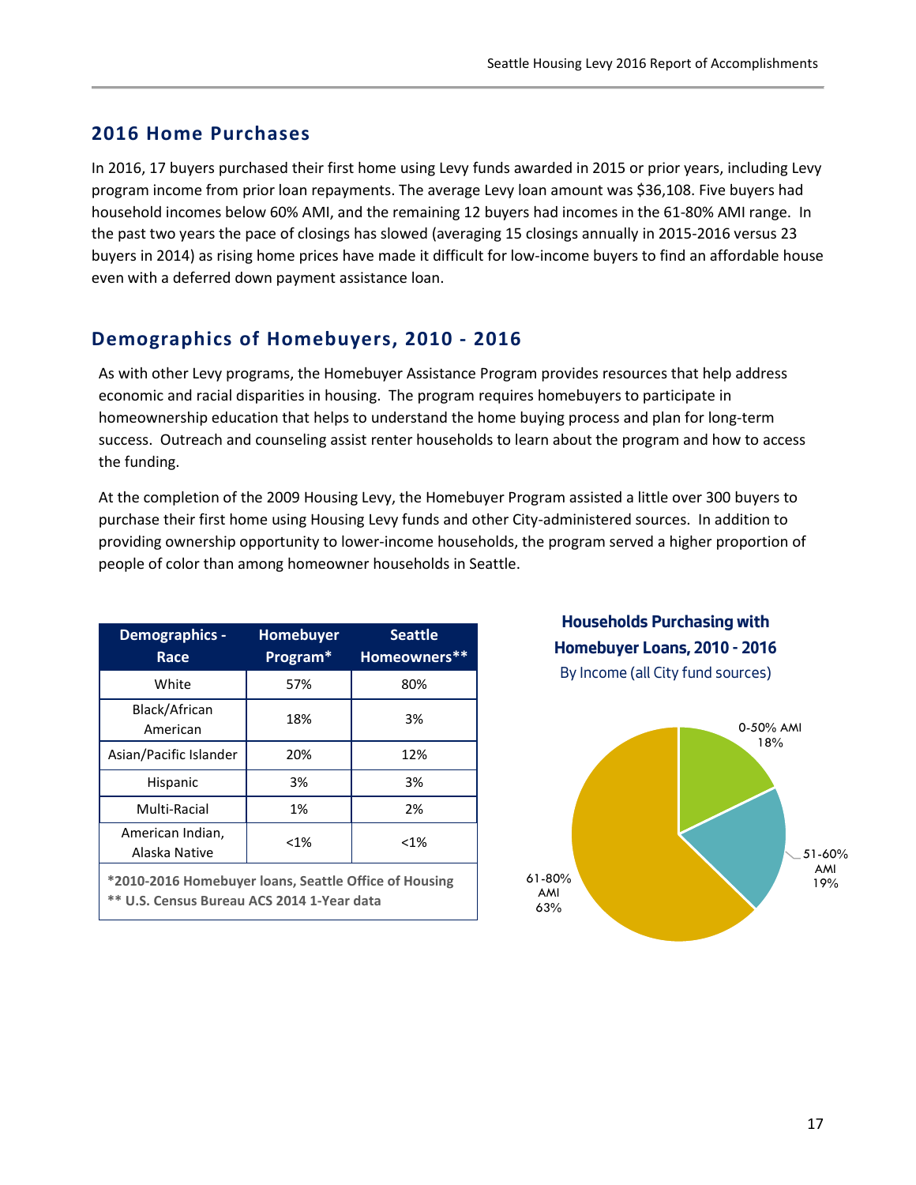## 2016 Home Purchases

In 2016, 17 buyers purchased their first home using Levy funds awarded in 2015 or prior years, including Levy program income from prior loan repayments. The average Levy loan amount was $36,108. Five buyers had household incomes below 60% AMI, and the remaining 12 buyers had incomes in the 61-80% AMI range. In the past two years the pace of closings has slowed (averaging 15 closings annually in 2015-2016 versus 23 buyers in 2014) as rising home prices have made it difficult for low-income buyers to find an affordable house even with a deferred down payment assistance loan.

## Demographics of Homebuyers, 2010 - 2016

As with other Levy programs, the Homebuyer Assistance Program provides resources that help address economic and racial disparities in housing. The program requires homebuyers to participate in homeownership education that helps to understand the home buying process and plan for long-term success. Outreach and counseling assist renter households to learn about the program and how to access the funding.

At the completion of the 2009 Housing Levy, the Homebuyer Program assisted a little over 300 buyers to purchase their first home using Housing Levy funds and other City-administered sources. In addition to providing ownership opportunity to lower-income households, the program served a higher proportion of people of color than among homeowner households in Seattle.

| Demographics - Race | Homebuyer Program* | Seattle Homeowners** |
|---|---|---|
| White | 57% | 80% |
| Black/African American | 18% | 3% |
| Asian/Pacific Islander | 20% | 12% |
| Hispanic | 3% | 3% |
| Multi-Racial | 1% | 2% |
| American Indian, Alaska Native | <1% | <1% |

**\*2010-2016 Homebuyer loans, Seattle Office of Housing**
**\*\* U.S. Census Bureau ACS 2014 1-Year data**

**Households Purchasing with Homebuyer Loans, 2010 - 2016**
By Income (all City fund sources)

| Income | Share |
|---|---|
| 0-50% AMI | 18% |
| 51-60% AMI | 19% |
| 61-80% AMI | 63% |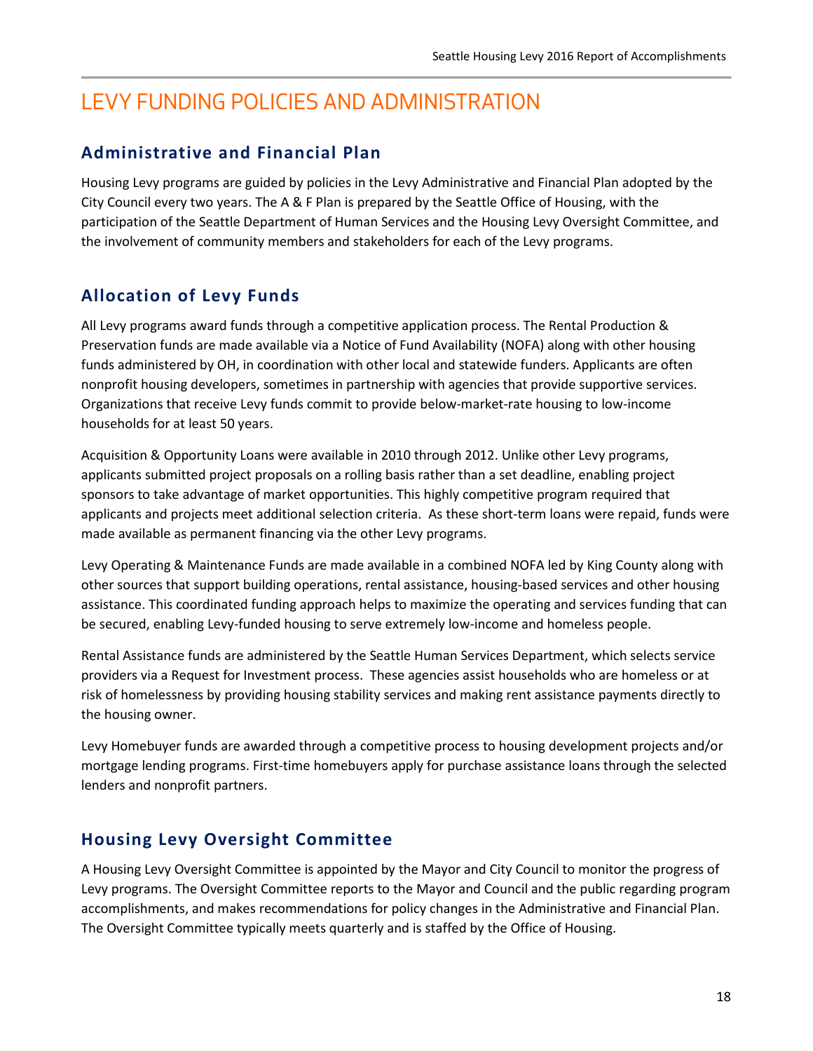# LEVY FUNDING POLICIES AND ADMINISTRATION

## Administrative and Financial Plan

Housing Levy programs are guided by policies in the Levy Administrative and Financial Plan adopted by the City Council every two years. The A & F Plan is prepared by the Seattle Office of Housing, with the participation of the Seattle Department of Human Services and the Housing Levy Oversight Committee, and the involvement of community members and stakeholders for each of the Levy programs.

## Allocation of Levy Funds

All Levy programs award funds through a competitive application process. The Rental Production & Preservation funds are made available via a Notice of Fund Availability (NOFA) along with other housing funds administered by OH, in coordination with other local and statewide funders. Applicants are often nonprofit housing developers, sometimes in partnership with agencies that provide supportive services. Organizations that receive Levy funds commit to provide below-market-rate housing to low-income households for at least 50 years.

Acquisition & Opportunity Loans were available in 2010 through 2012. Unlike other Levy programs, applicants submitted project proposals on a rolling basis rather than a set deadline, enabling project sponsors to take advantage of market opportunities. This highly competitive program required that applicants and projects meet additional selection criteria. As these short-term loans were repaid, funds were made available as permanent financing via the other Levy programs.

Levy Operating & Maintenance Funds are made available in a combined NOFA led by King County along with other sources that support building operations, rental assistance, housing-based services and other housing assistance. This coordinated funding approach helps to maximize the operating and services funding that can be secured, enabling Levy-funded housing to serve extremely low-income and homeless people.

Rental Assistance funds are administered by the Seattle Human Services Department, which selects service providers via a Request for Investment process. These agencies assist households who are homeless or at risk of homelessness by providing housing stability services and making rent assistance payments directly to the housing owner.

Levy Homebuyer funds are awarded through a competitive process to housing development projects and/or mortgage lending programs. First-time homebuyers apply for purchase assistance loans through the selected lenders and nonprofit partners.

## Housing Levy Oversight Committee

A Housing Levy Oversight Committee is appointed by the Mayor and City Council to monitor the progress of Levy programs. The Oversight Committee reports to the Mayor and Council and the public regarding program accomplishments, and makes recommendations for policy changes in the Administrative and Financial Plan. The Oversight Committee typically meets quarterly and is staffed by the Office of Housing.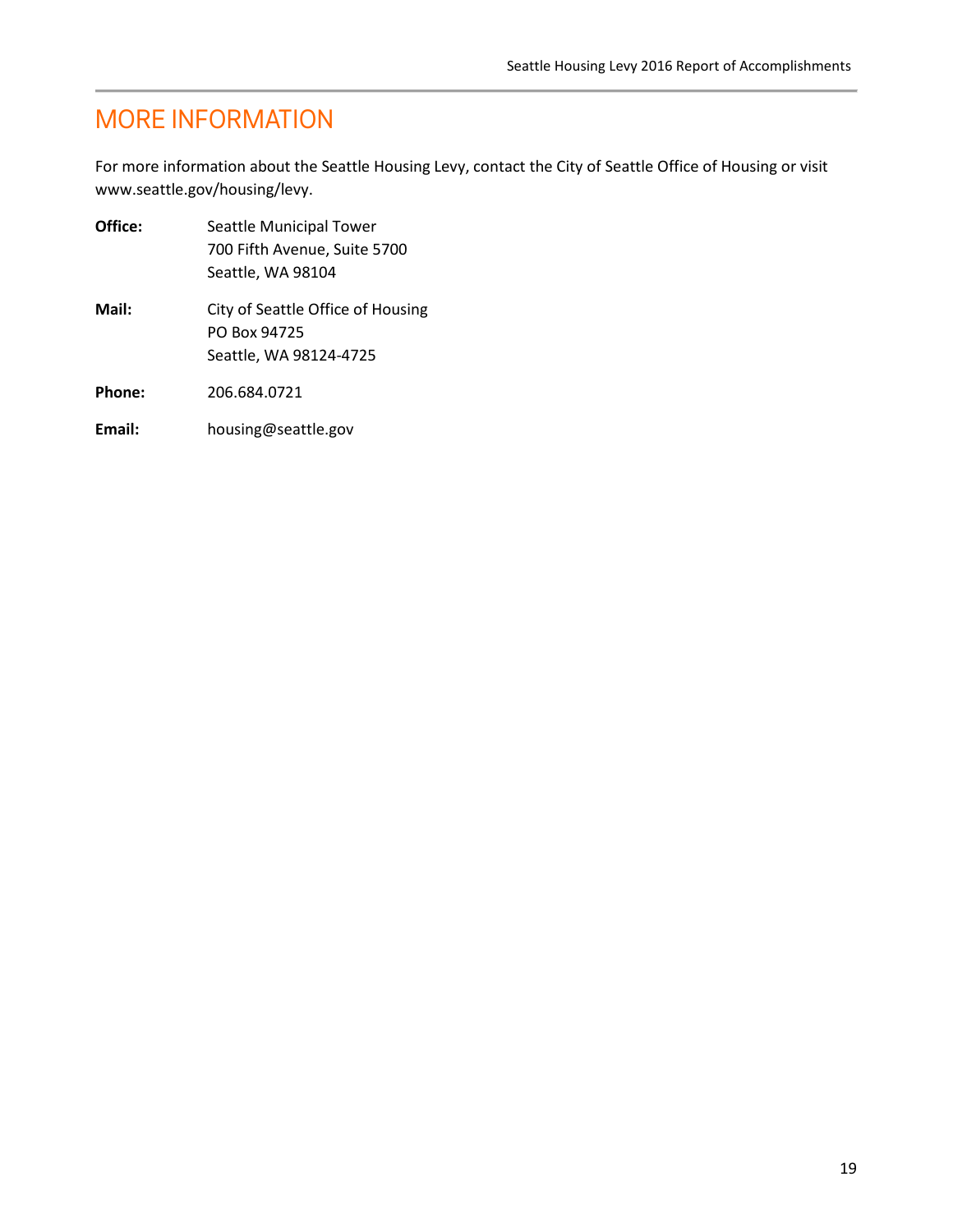## MORE INFORMATION

For more information about the Seattle Housing Levy, contact the City of Seattle Office of Housing or visit www.seattle.gov/housing/levy.

**Office:** Seattle Municipal Tower
700 Fifth Avenue, Suite 5700
Seattle, WA 98104

**Mail:** City of Seattle Office of Housing
PO Box 94725
Seattle, WA 98124-4725

**Phone:** 206.684.0721

**Email:** housing@seattle.gov